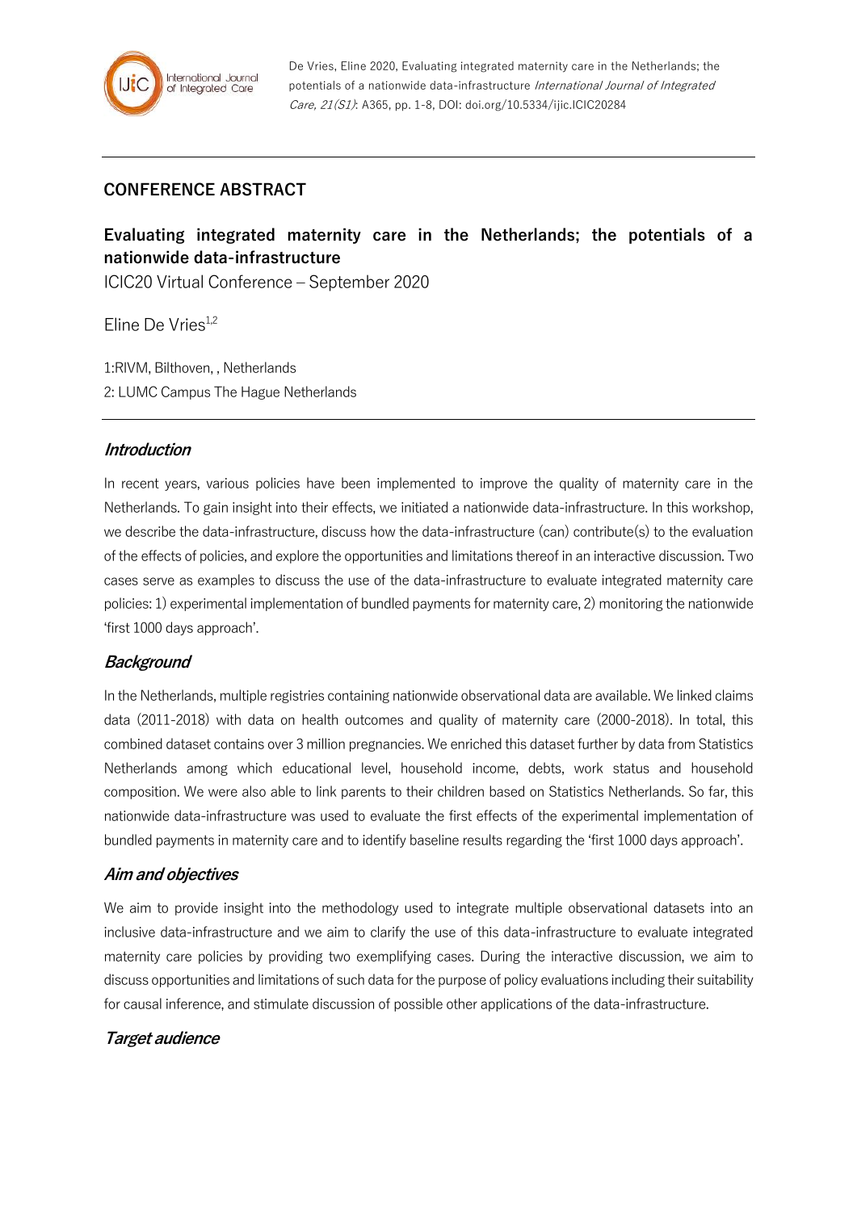De Vries, Eline 2020, Evaluating integrated maternity care in the Netherlands; the potentials of a nationwide data-infrastructure *International Journal of Integrated Care, 21(S1)*: A365, pp. 1-8, DOI: doi.org/10.5334/ijic.ICIC20284

---

**CONFERENCE ABSTRACT**

# Evaluating integrated maternity care in the Netherlands; the potentials of a nationwide data-infrastructure

ICIC20 Virtual Conference – September 2020

Eline De Vries[1,2]

1:RIVM, Bilthoven, , Netherlands

2: LUMC Campus The Hague Netherlands

---

## *Introduction*

In recent years, various policies have been implemented to improve the quality of maternity care in the Netherlands. To gain insight into their effects, we initiated a nationwide data-infrastructure. In this workshop, we describe the data-infrastructure, discuss how the data-infrastructure (can) contribute(s) to the evaluation of the effects of policies, and explore the opportunities and limitations thereof in an interactive discussion. Two cases serve as examples to discuss the use of the data-infrastructure to evaluate integrated maternity care policies: 1) experimental implementation of bundled payments for maternity care, 2) monitoring the nationwide 'first 1000 days approach'.

## *Background*

In the Netherlands, multiple registries containing nationwide observational data are available. We linked claims data (2011-2018) with data on health outcomes and quality of maternity care (2000-2018). In total, this combined dataset contains over 3 million pregnancies. We enriched this dataset further by data from Statistics Netherlands among which educational level, household income, debts, work status and household composition. We were also able to link parents to their children based on Statistics Netherlands. So far, this nationwide data-infrastructure was used to evaluate the first effects of the experimental implementation of bundled payments in maternity care and to identify baseline results regarding the 'first 1000 days approach'.

## *Aim and objectives*

We aim to provide insight into the methodology used to integrate multiple observational datasets into an inclusive data-infrastructure and we aim to clarify the use of this data-infrastructure to evaluate integrated maternity care policies by providing two exemplifying cases. During the interactive discussion, we aim to discuss opportunities and limitations of such data for the purpose of policy evaluations including their suitability for causal inference, and stimulate discussion of possible other applications of the data-infrastructure.

## *Target audience*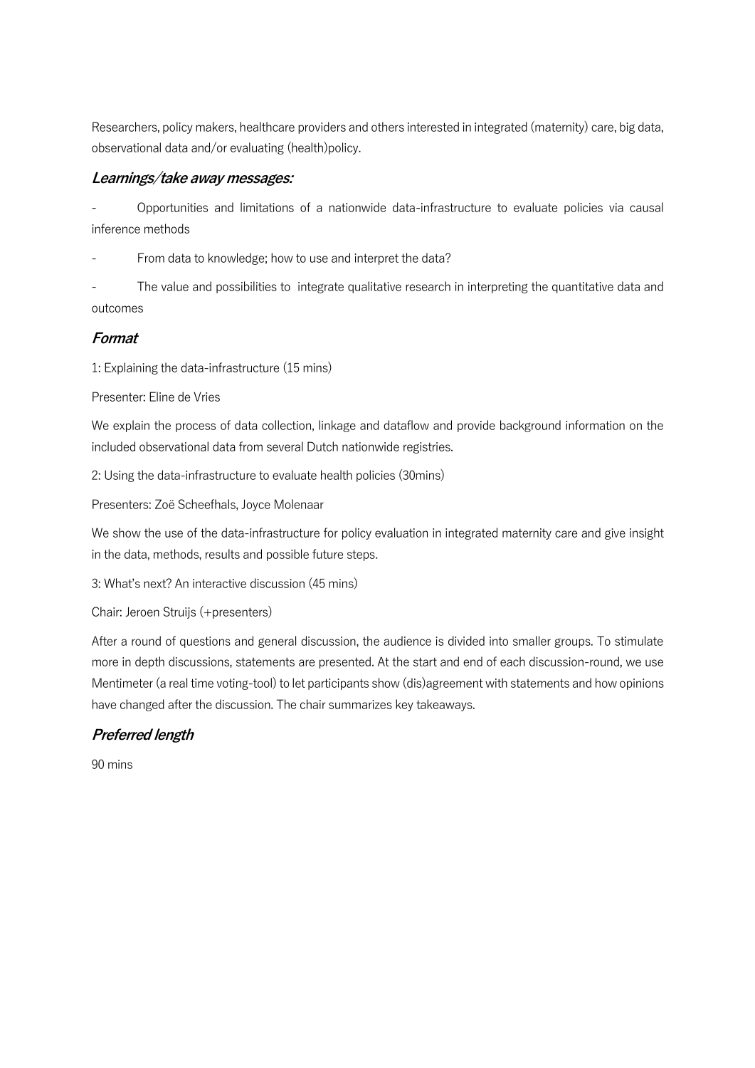Researchers, policy makers, healthcare providers and others interested in integrated (maternity) care, big data, observational data and/or evaluating (health)policy.

### *Learnings/take away messages:*

- Opportunities and limitations of a nationwide data-infrastructure to evaluate policies via causal inference methods
- From data to knowledge; how to use and interpret the data?
- The value and possibilities to integrate qualitative research in interpreting the quantitative data and outcomes

### *Format*

1: Explaining the data-infrastructure (15 mins)

Presenter: Eline de Vries

We explain the process of data collection, linkage and dataflow and provide background information on the included observational data from several Dutch nationwide registries.

2: Using the data-infrastructure to evaluate health policies (30mins)

Presenters: Zoë Scheefhals, Joyce Molenaar

We show the use of the data-infrastructure for policy evaluation in integrated maternity care and give insight in the data, methods, results and possible future steps.

3: What's next? An interactive discussion (45 mins)

Chair: Jeroen Struijs (+presenters)

After a round of questions and general discussion, the audience is divided into smaller groups. To stimulate more in depth discussions, statements are presented. At the start and end of each discussion-round, we use Mentimeter (a real time voting-tool) to let participants show (dis)agreement with statements and how opinions have changed after the discussion. The chair summarizes key takeaways.

### *Preferred length*

90 mins